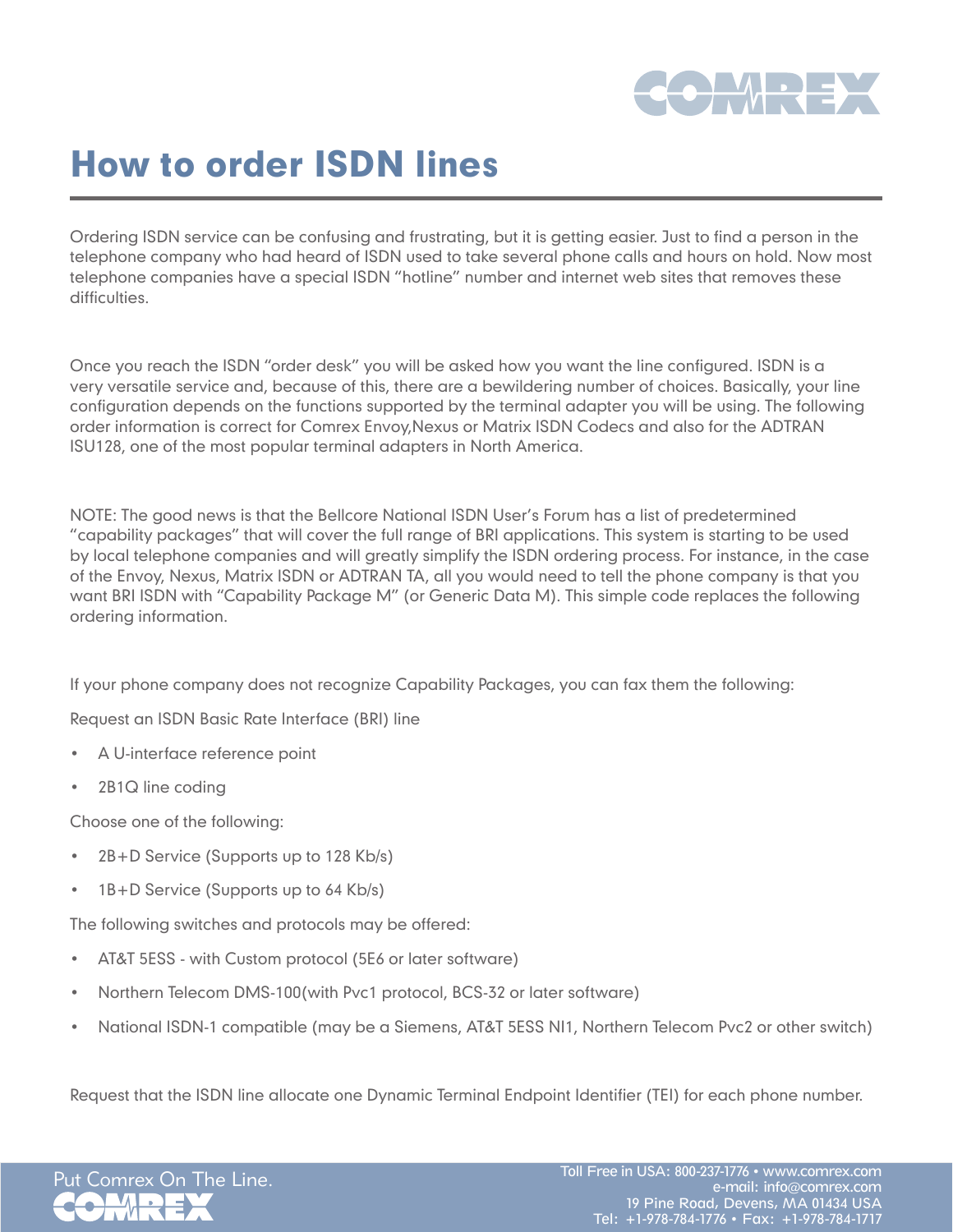# How to order ISDN lines

Ordering ISDN service can be confusing and frustrating, but it is getting easier. Just to find a person in the telephone company who had heard of ISDN used to take several phone calls and hours on hold. Now most telephone companies have a special ISDN "hotline" number and internet web sites that removes these difficulties.

Once you reach the ISDN "order desk" you will be asked how you want the line configured. ISDN is a very versatile service and, because of this, there are a bewildering number of choices. Basically, your line configuration depends on the functions supported by the terminal adapter you will be using. The following order information is correct for Comrex Envoy,Nexus or Matrix ISDN Codecs and also for the ADTRAN ISU128, one of the most popular terminal adapters in North America.

NOTE: The good news is that the Bellcore National ISDN User's Forum has a list of predetermined "capability packages" that will cover the full range of BRI applications. This system is starting to be used by local telephone companies and will greatly simplify the ISDN ordering process. For instance, in the case of the Envoy, Nexus, Matrix ISDN or ADTRAN TA, all you would need to tell the phone company is that you want BRI ISDN with "Capability Package M" (or Generic Data M). This simple code replaces the following ordering information.

If your phone company does not recognize Capability Packages, you can fax them the following:

Request an ISDN Basic Rate Interface (BRI) line

- A U-interface reference point
- 2B1Q line coding

Choose one of the following:

- 2B+D Service (Supports up to 128 Kb/s)
- 1B+D Service (Supports up to 64 Kb/s)

The following switches and protocols may be offered:

- AT&T 5ESS - with Custom protocol (5E6 or later software)
- Northern Telecom DMS-100(with Pvc1 protocol, BCS-32 or later software)
- National ISDN-1 compatible (may be a Siemens, AT&T 5ESS NI1, Northern Telecom Pvc2 or other switch)

Request that the ISDN line allocate one Dynamic Terminal Endpoint Identifier (TEI) for each phone number.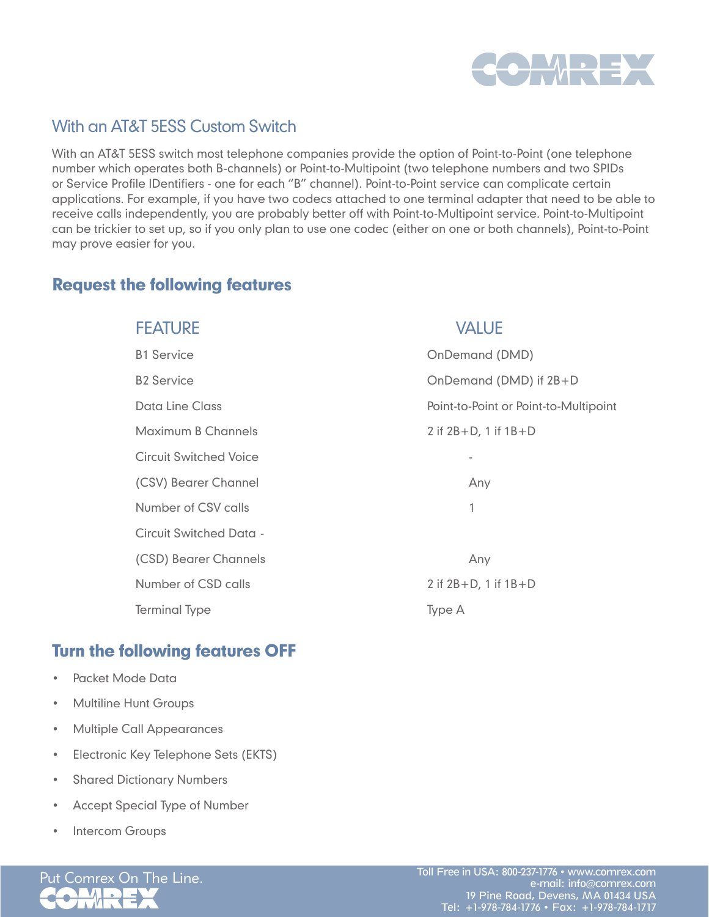## With an AT&T 5ESS Custom Switch

With an AT&T 5ESS switch most telephone companies provide the option of Point-to-Point (one telephone number which operates both B-channels) or Point-to-Multipoint (two telephone numbers and two SPIDs or Service Profile IDentifiers - one for each "B" channel). Point-to-Point service can complicate certain applications. For example, if you have two codecs attached to one terminal adapter that need to be able to receive calls independently, you are probably better off with Point-to-Multipoint service. Point-to-Multipoint can be trickier to set up, so if you only plan to use one codec (either on one or both channels), Point-to-Point may prove easier for you.

### Request the following features

| FEATURE | VALUE |
|---|---|
| B1 Service | OnDemand (DMD) |
| B2 Service | OnDemand (DMD) if 2B+D |
| Data Line Class | Point-to-Point or Point-to-Multipoint |
| Maximum B Channels | 2 if 2B+D, 1 if 1B+D |
| Circuit Switched Voice | - |
| (CSV) Bearer Channel | Any |
| Number of CSV calls | 1 |
| Circuit Switched Data - | |
| (CSD) Bearer Channels | Any |
| Number of CSD calls | 2 if 2B+D, 1 if 1B+D |
| Terminal Type | Type A |

### Turn the following features OFF

- Packet Mode Data
- Multiline Hunt Groups
- Multiple Call Appearances
- Electronic Key Telephone Sets (EKTS)
- Shared Dictionary Numbers
- Accept Special Type of Number
- Intercom Groups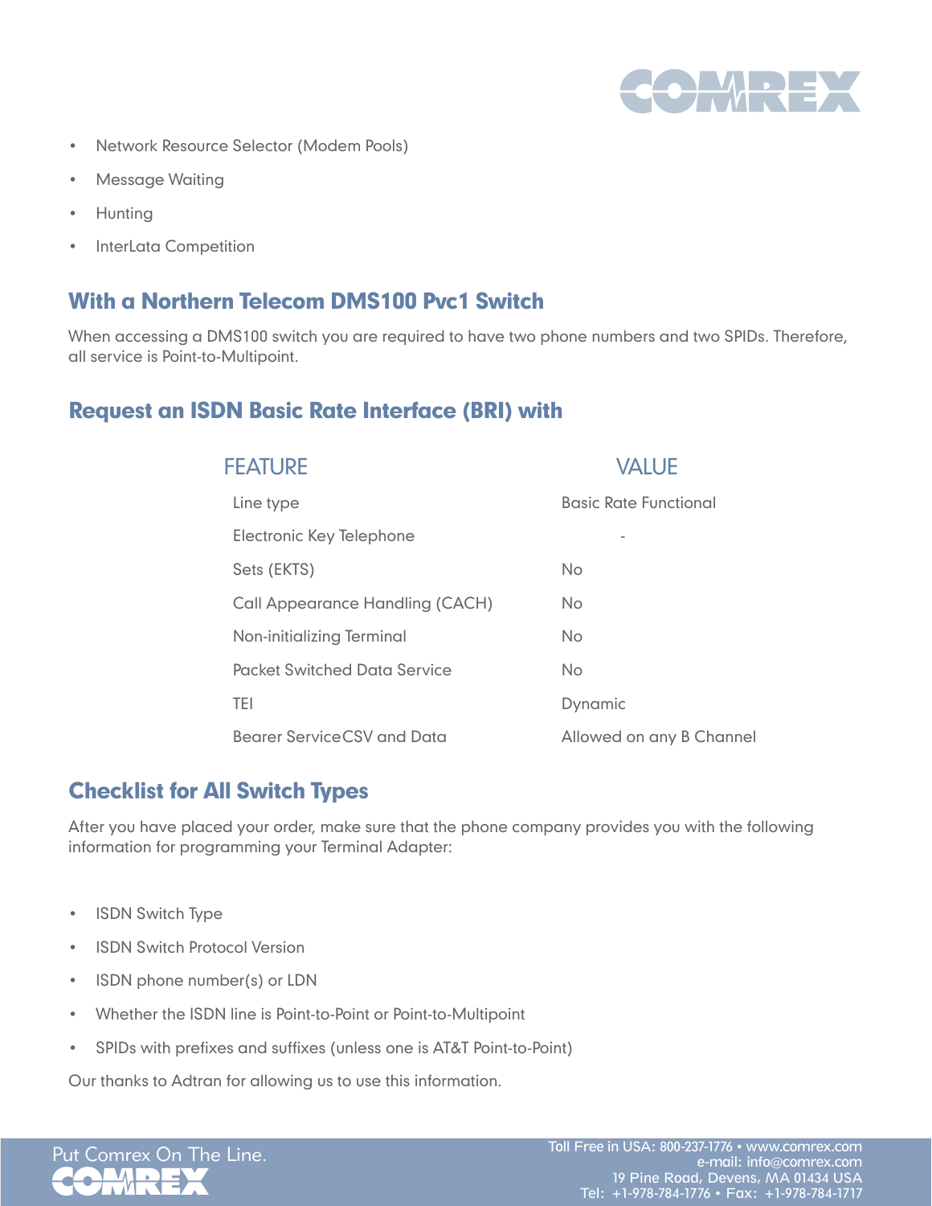- Network Resource Selector (Modem Pools)
- Message Waiting
- Hunting
- InterLata Competition

## With a Northern Telecom DMS100 Pvc1 Switch

When accessing a DMS100 switch you are required to have two phone numbers and two SPIDs. Therefore, all service is Point-to-Multipoint.

## Request an ISDN Basic Rate Interface (BRI) with

| FEATURE | VALUE |
| --- | --- |
| Line type | Basic Rate Functional |
| Electronic Key Telephone | - |
| Sets (EKTS) | No |
| Call Appearance Handling (CACH) | No |
| Non-initializing Terminal | No |
| Packet Switched Data Service | No |
| TEI | Dynamic |
| Bearer ServiceCSV and Data | Allowed on any B Channel |

## Checklist for All Switch Types

After you have placed your order, make sure that the phone company provides you with the following information for programming your Terminal Adapter:

- ISDN Switch Type
- ISDN Switch Protocol Version
- ISDN phone number(s) or LDN
- Whether the ISDN line is Point-to-Point or Point-to-Multipoint
- SPIDs with prefixes and suffixes (unless one is AT&T Point-to-Point)

Our thanks to Adtran for allowing us to use this information.